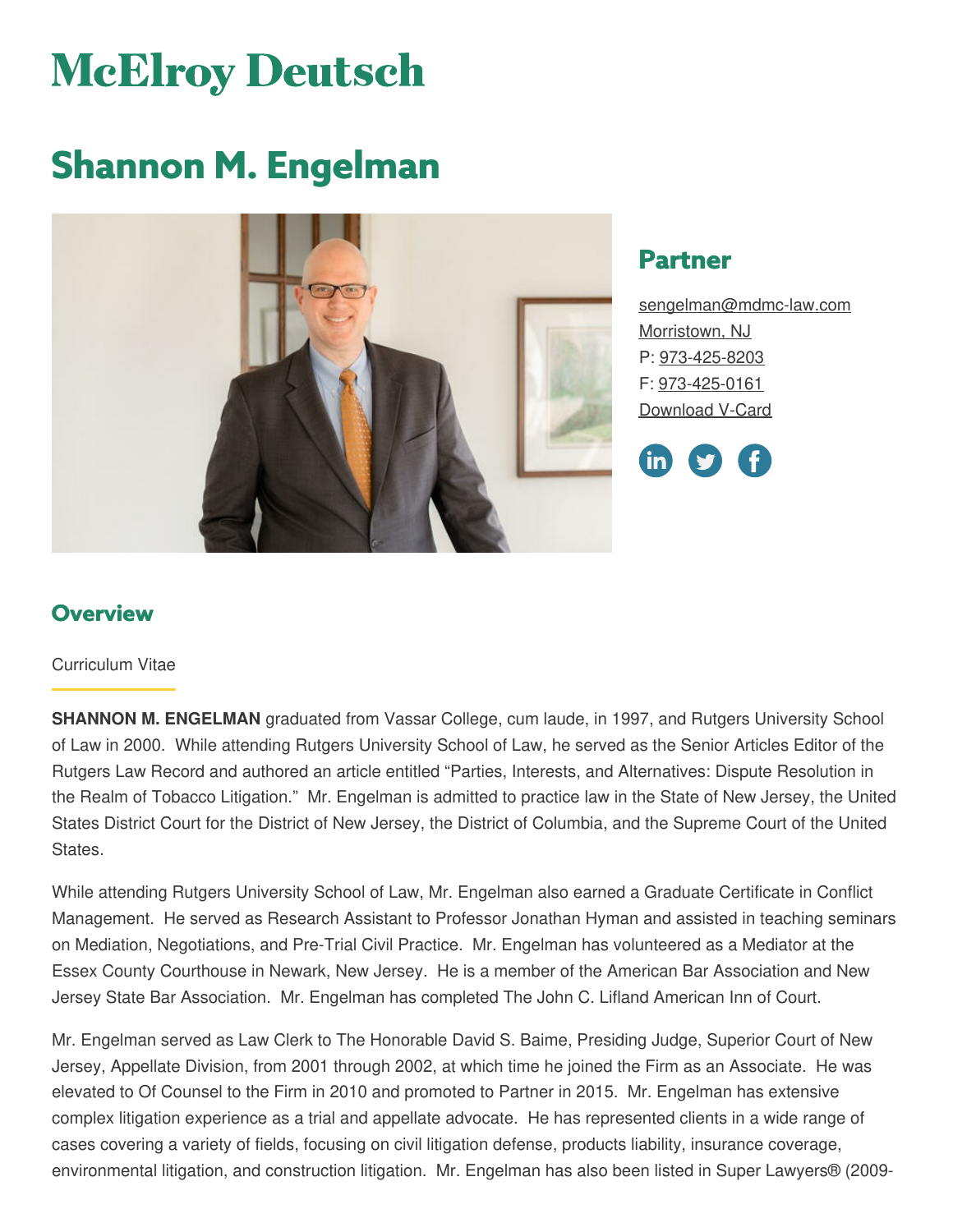# McElroy Deutsch

# Shannon M. Engelman

## Partner

sengelman@mdmc-law.com
Morristown, NJ
P: 973-425-8203
F: 973-425-0161
Download V-Card

## Overview

Curriculum Vitae

**SHANNON M. ENGELMAN** graduated from Vassar College, cum laude, in 1997, and Rutgers University School of Law in 2000. While attending Rutgers University School of Law, he served as the Senior Articles Editor of the Rutgers Law Record and authored an article entitled "Parties, Interests, and Alternatives: Dispute Resolution in the Realm of Tobacco Litigation." Mr. Engelman is admitted to practice law in the State of New Jersey, the United States District Court for the District of New Jersey, the District of Columbia, and the Supreme Court of the United States.

While attending Rutgers University School of Law, Mr. Engelman also earned a Graduate Certificate in Conflict Management. He served as Research Assistant to Professor Jonathan Hyman and assisted in teaching seminars on Mediation, Negotiations, and Pre-Trial Civil Practice. Mr. Engelman has volunteered as a Mediator at the Essex County Courthouse in Newark, New Jersey. He is a member of the American Bar Association and New Jersey State Bar Association. Mr. Engelman has completed The John C. Lifland American Inn of Court.

Mr. Engelman served as Law Clerk to The Honorable David S. Baime, Presiding Judge, Superior Court of New Jersey, Appellate Division, from 2001 through 2002, at which time he joined the Firm as an Associate. He was elevated to Of Counsel to the Firm in 2010 and promoted to Partner in 2015. Mr. Engelman has extensive complex litigation experience as a trial and appellate advocate. He has represented clients in a wide range of cases covering a variety of fields, focusing on civil litigation defense, products liability, insurance coverage, environmental litigation, and construction litigation. Mr. Engelman has also been listed in Super Lawyers® (2009-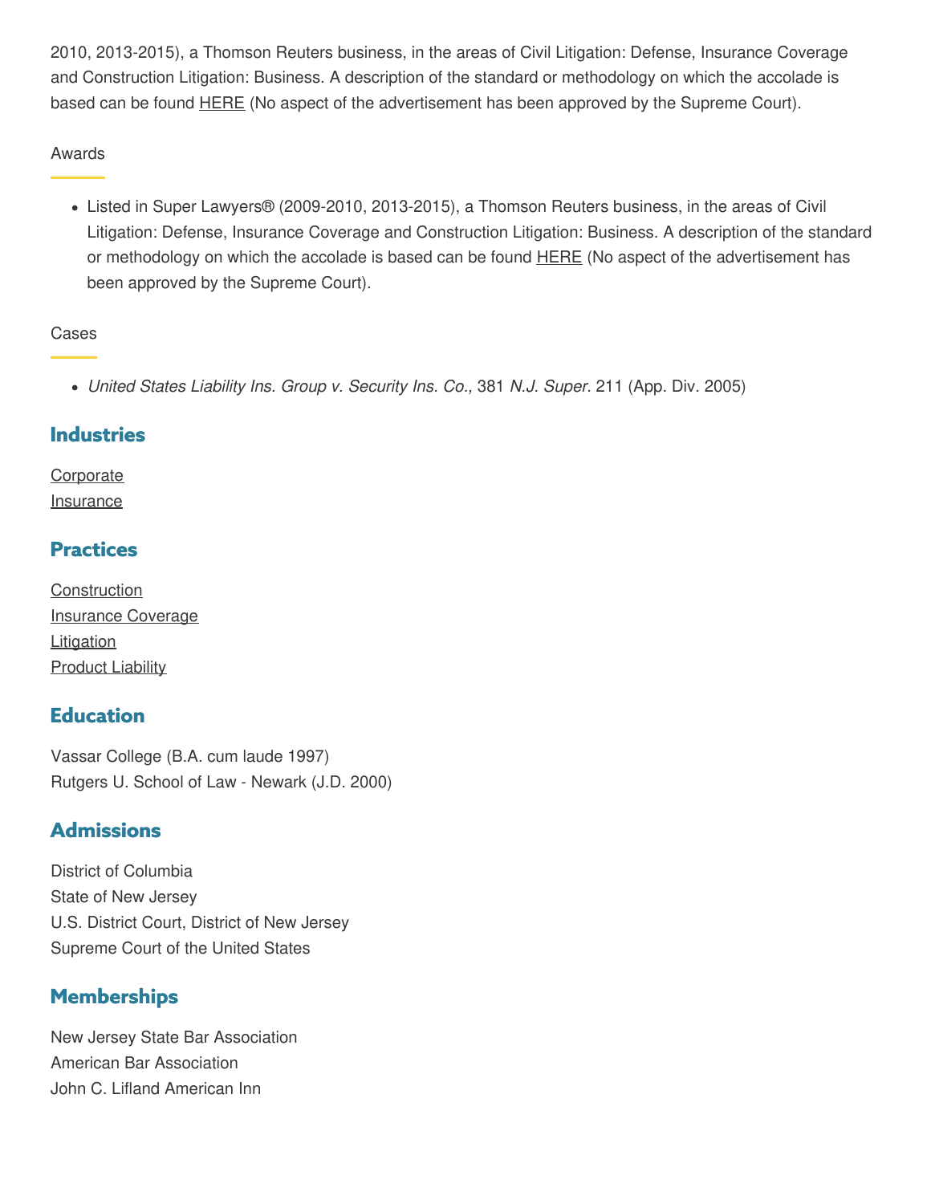2010, 2013-2015), a Thomson Reuters business, in the areas of Civil Litigation: Defense, Insurance Coverage and Construction Litigation: Business. A description of the standard or methodology on which the accolade is based can be found HERE (No aspect of the advertisement has been approved by the Supreme Court).

Awards

- Listed in Super Lawyers® (2009-2010, 2013-2015), a Thomson Reuters business, in the areas of Civil Litigation: Defense, Insurance Coverage and Construction Litigation: Business. A description of the standard or methodology on which the accolade is based can be found HERE (No aspect of the advertisement has been approved by the Supreme Court).

Cases

- *United States Liability Ins. Group v. Security Ins. Co.,* 381 *N.J. Super*. 211 (App. Div. 2005)

## Industries

Corporate
Insurance

## Practices

Construction
Insurance Coverage
Litigation
Product Liability

## Education

Vassar College (B.A. cum laude 1997)
Rutgers U. School of Law - Newark (J.D. 2000)

## Admissions

District of Columbia
State of New Jersey
U.S. District Court, District of New Jersey
Supreme Court of the United States

## Memberships

New Jersey State Bar Association
American Bar Association
John C. Lifland American Inn